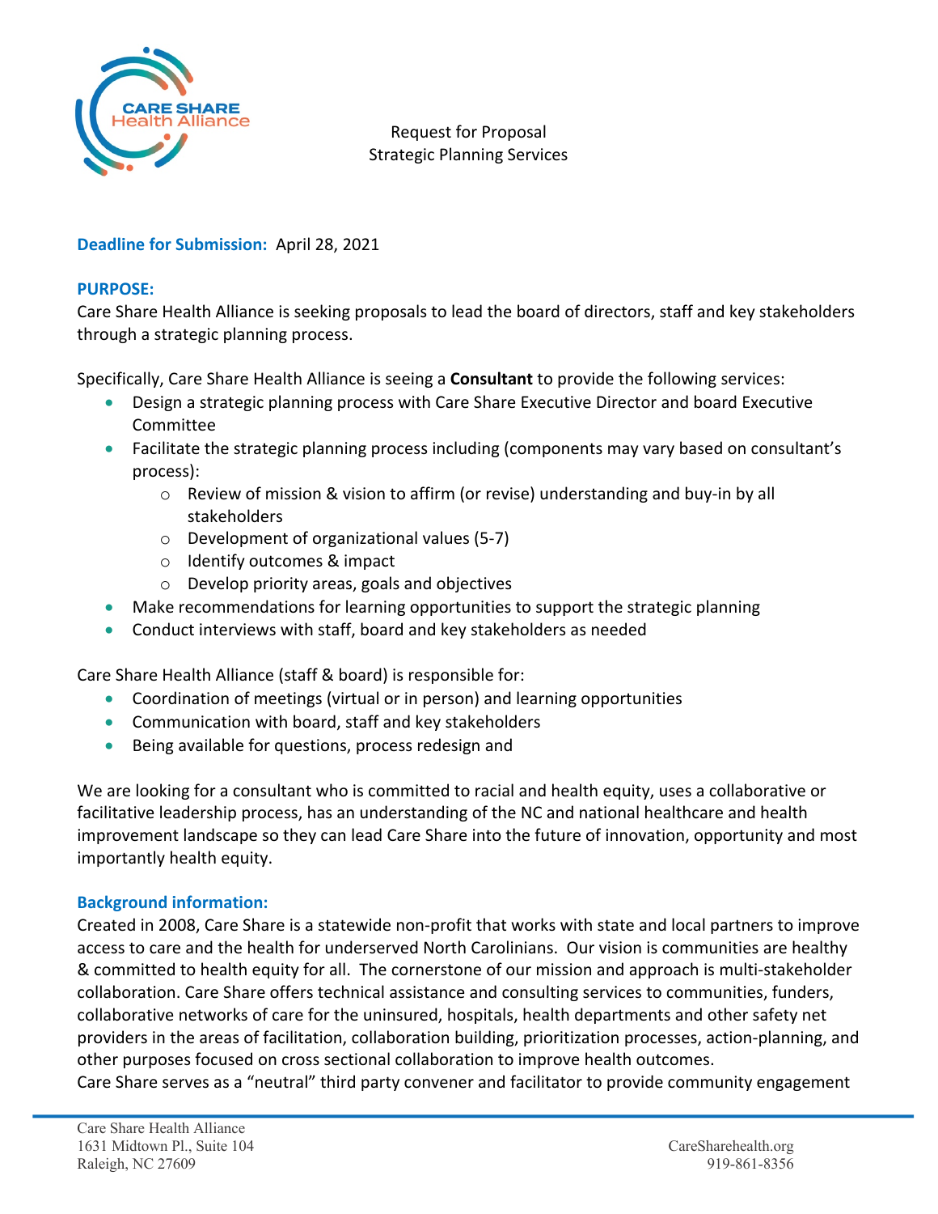CARE SHARE Health Alliance

Request for Proposal
Strategic Planning Services

**Deadline for Submission:** April 28, 2021

**PURPOSE:**
Care Share Health Alliance is seeking proposals to lead the board of directors, staff and key stakeholders through a strategic planning process.

Specifically, Care Share Health Alliance is seeing a **Consultant** to provide the following services:

- Design a strategic planning process with Care Share Executive Director and board Executive Committee
- Facilitate the strategic planning process including (components may vary based on consultant's process):
  - Review of mission & vision to affirm (or revise) understanding and buy-in by all stakeholders
  - Development of organizational values (5-7)
  - Identify outcomes & impact
  - Develop priority areas, goals and objectives
- Make recommendations for learning opportunities to support the strategic planning
- Conduct interviews with staff, board and key stakeholders as needed

Care Share Health Alliance (staff & board) is responsible for:

- Coordination of meetings (virtual or in person) and learning opportunities
- Communication with board, staff and key stakeholders
- Being available for questions, process redesign and

We are looking for a consultant who is committed to racial and health equity, uses a collaborative or facilitative leadership process, has an understanding of the NC and national healthcare and health improvement landscape so they can lead Care Share into the future of innovation, opportunity and most importantly health equity.

**Background information:**
Created in 2008, Care Share is a statewide non-profit that works with state and local partners to improve access to care and the health for underserved North Carolinians. Our vision is communities are healthy & committed to health equity for all. The cornerstone of our mission and approach is multi-stakeholder collaboration. Care Share offers technical assistance and consulting services to communities, funders, collaborative networks of care for the uninsured, hospitals, health departments and other safety net providers in the areas of facilitation, collaboration building, prioritization processes, action-planning, and other purposes focused on cross sectional collaboration to improve health outcomes.
Care Share serves as a "neutral" third party convener and facilitator to provide community engagement

Care Share Health Alliance
1631 Midtown Pl., Suite 104
Raleigh, NC 27609

CareSharehealth.org
919-861-8356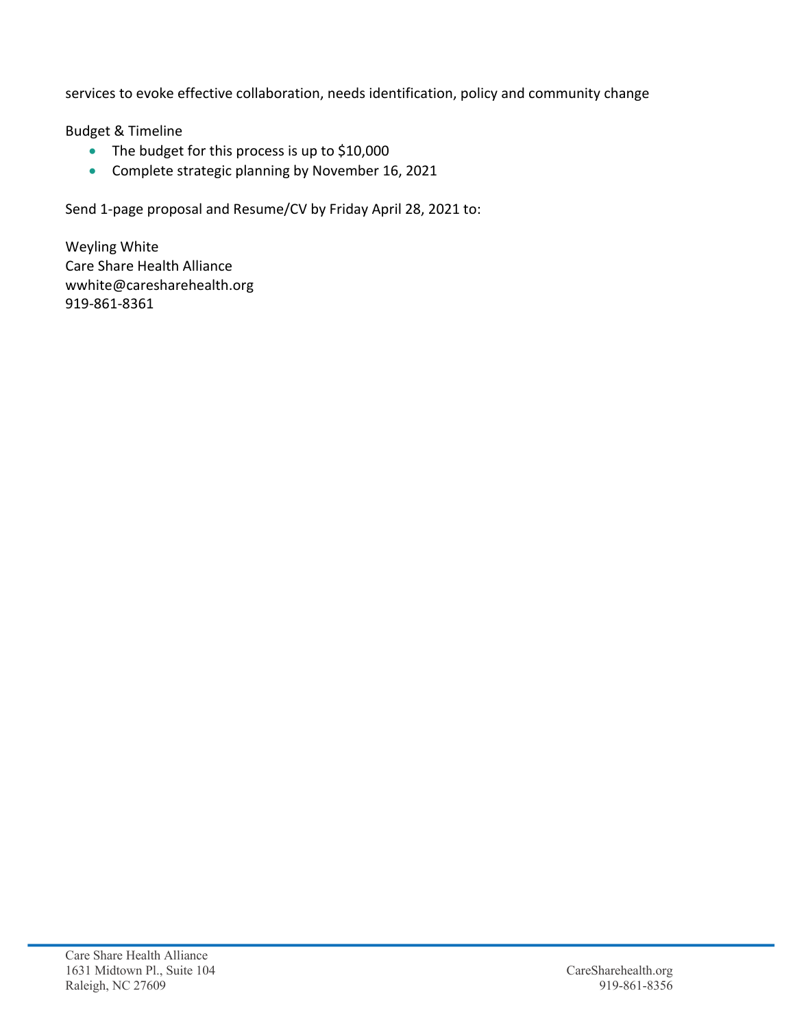services to evoke effective collaboration, needs identification, policy and community change

Budget & Timeline

- The budget for this process is up to $10,000
- Complete strategic planning by November 16, 2021

Send 1-page proposal and Resume/CV by Friday April 28, 2021 to:

Weyling White
Care Share Health Alliance
wwhite@caresharehealth.org
919-861-8361